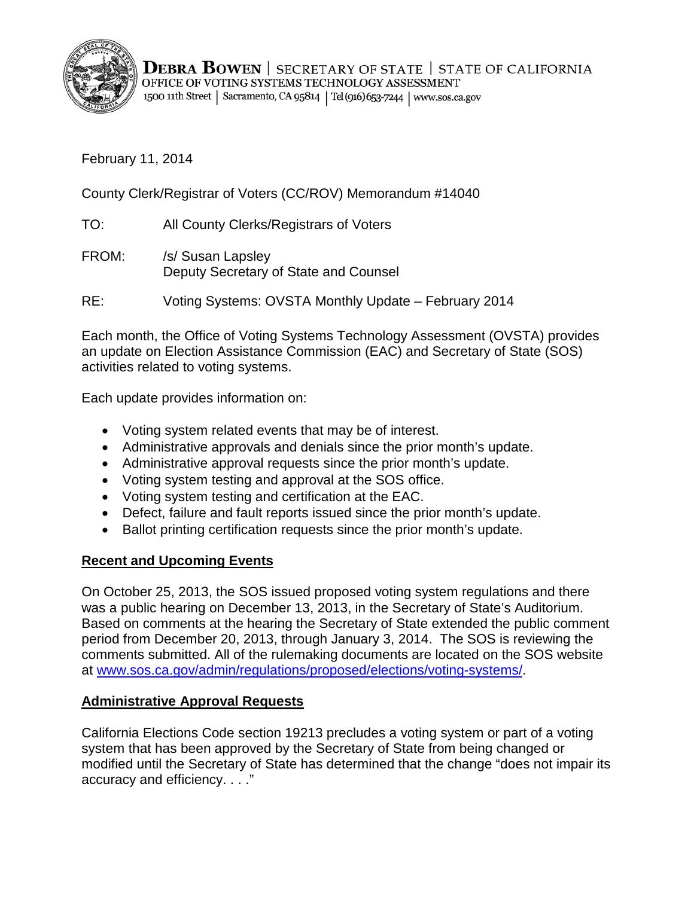**DEBRA BOWEN** | SECRETARY OF STATE | STATE OF CALIFORNIA
OFFICE OF VOTING SYSTEMS TECHNOLOGY ASSESSMENT
1500 11th Street | Sacramento, CA 95814 | Tel (916) 653-7244 | www.sos.ca.gov

February 11, 2014

County Clerk/Registrar of Voters (CC/ROV) Memorandum #14040

TO: All County Clerks/Registrars of Voters

FROM: /s/ Susan Lapsley
Deputy Secretary of State and Counsel

RE: Voting Systems: OVSTA Monthly Update – February 2014

Each month, the Office of Voting Systems Technology Assessment (OVSTA) provides an update on Election Assistance Commission (EAC) and Secretary of State (SOS) activities related to voting systems.

Each update provides information on:

- Voting system related events that may be of interest.
- Administrative approvals and denials since the prior month's update.
- Administrative approval requests since the prior month's update.
- Voting system testing and approval at the SOS office.
- Voting system testing and certification at the EAC.
- Defect, failure and fault reports issued since the prior month's update.
- Ballot printing certification requests since the prior month's update.

## Recent and Upcoming Events

On October 25, 2013, the SOS issued proposed voting system regulations and there was a public hearing on December 13, 2013, in the Secretary of State's Auditorium. Based on comments at the hearing the Secretary of State extended the public comment period from December 20, 2013, through January 3, 2014. The SOS is reviewing the comments submitted. All of the rulemaking documents are located on the SOS website at [www.sos.ca.gov/admin/regulations/proposed/elections/voting-systems/](www.sos.ca.gov/admin/regulations/proposed/elections/voting-systems/).

## Administrative Approval Requests

California Elections Code section 19213 precludes a voting system or part of a voting system that has been approved by the Secretary of State from being changed or modified until the Secretary of State has determined that the change "does not impair its accuracy and efficiency. . . ."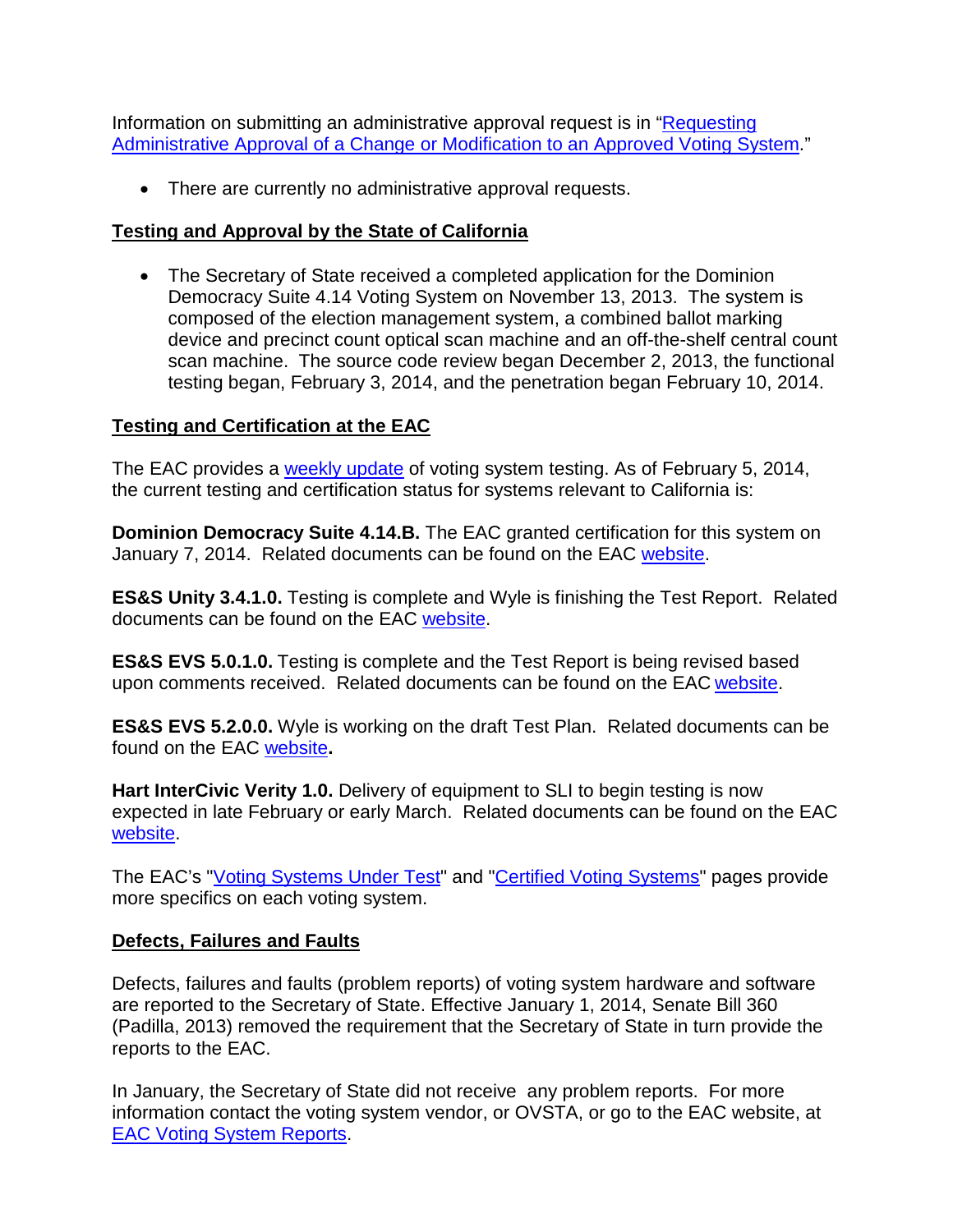Information on submitting an administrative approval request is in "[Requesting Administrative Approval of a Change or Modification to an Approved Voting System](#)."

- There are currently no administrative approval requests.

## Testing and Approval by the State of California

- The Secretary of State received a completed application for the Dominion Democracy Suite 4.14 Voting System on November 13, 2013. The system is composed of the election management system, a combined ballot marking device and precinct count optical scan machine and an off-the-shelf central count scan machine. The source code review began December 2, 2013, the functional testing began, February 3, 2014, and the penetration began February 10, 2014.

## Testing and Certification at the EAC

The EAC provides a [weekly update](#) of voting system testing. As of February 5, 2014, the current testing and certification status for systems relevant to California is:

**Dominion Democracy Suite 4.14.B.** The EAC granted certification for this system on January 7, 2014. Related documents can be found on the EAC [website](#).

**ES&S Unity 3.4.1.0.** Testing is complete and Wyle is finishing the Test Report. Related documents can be found on the EAC [website](#).

**ES&S EVS 5.0.1.0.** Testing is complete and the Test Report is being revised based upon comments received. Related documents can be found on the EAC [website](#).

**ES&S EVS 5.2.0.0.** Wyle is working on the draft Test Plan. Related documents can be found on the EAC [website](#)**.**

**Hart InterCivic Verity 1.0.** Delivery of equipment to SLI to begin testing is now expected in late February or early March. Related documents can be found on the EAC [website](#).

The EAC's "[Voting Systems Under Test](#)" and "[Certified Voting Systems](#)" pages provide more specifics on each voting system.

## Defects, Failures and Faults

Defects, failures and faults (problem reports) of voting system hardware and software are reported to the Secretary of State. Effective January 1, 2014, Senate Bill 360 (Padilla, 2013) removed the requirement that the Secretary of State in turn provide the reports to the EAC.

In January, the Secretary of State did not receive any problem reports. For more information contact the voting system vendor, or OVSTA, or go to the EAC website, at [EAC Voting System Reports](#).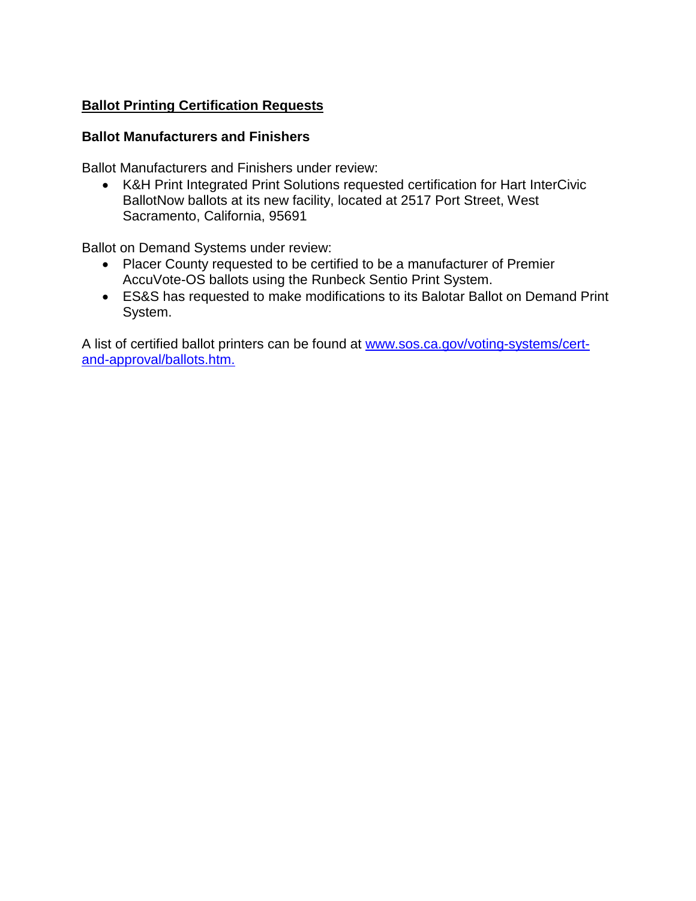## Ballot Printing Certification Requests

### Ballot Manufacturers and Finishers

Ballot Manufacturers and Finishers under review:

- K&H Print Integrated Print Solutions requested certification for Hart InterCivic BallotNow ballots at its new facility, located at 2517 Port Street, West Sacramento, California, 95691

Ballot on Demand Systems under review:

- Placer County requested to be certified to be a manufacturer of Premier AccuVote-OS ballots using the Runbeck Sentio Print System.
- ES&S has requested to make modifications to its Balotar Ballot on Demand Print System.

A list of certified ballot printers can be found at [www.sos.ca.gov/voting-systems/cert-and-approval/ballots.htm.](http://www.sos.ca.gov/voting-systems/cert-and-approval/ballots.htm)